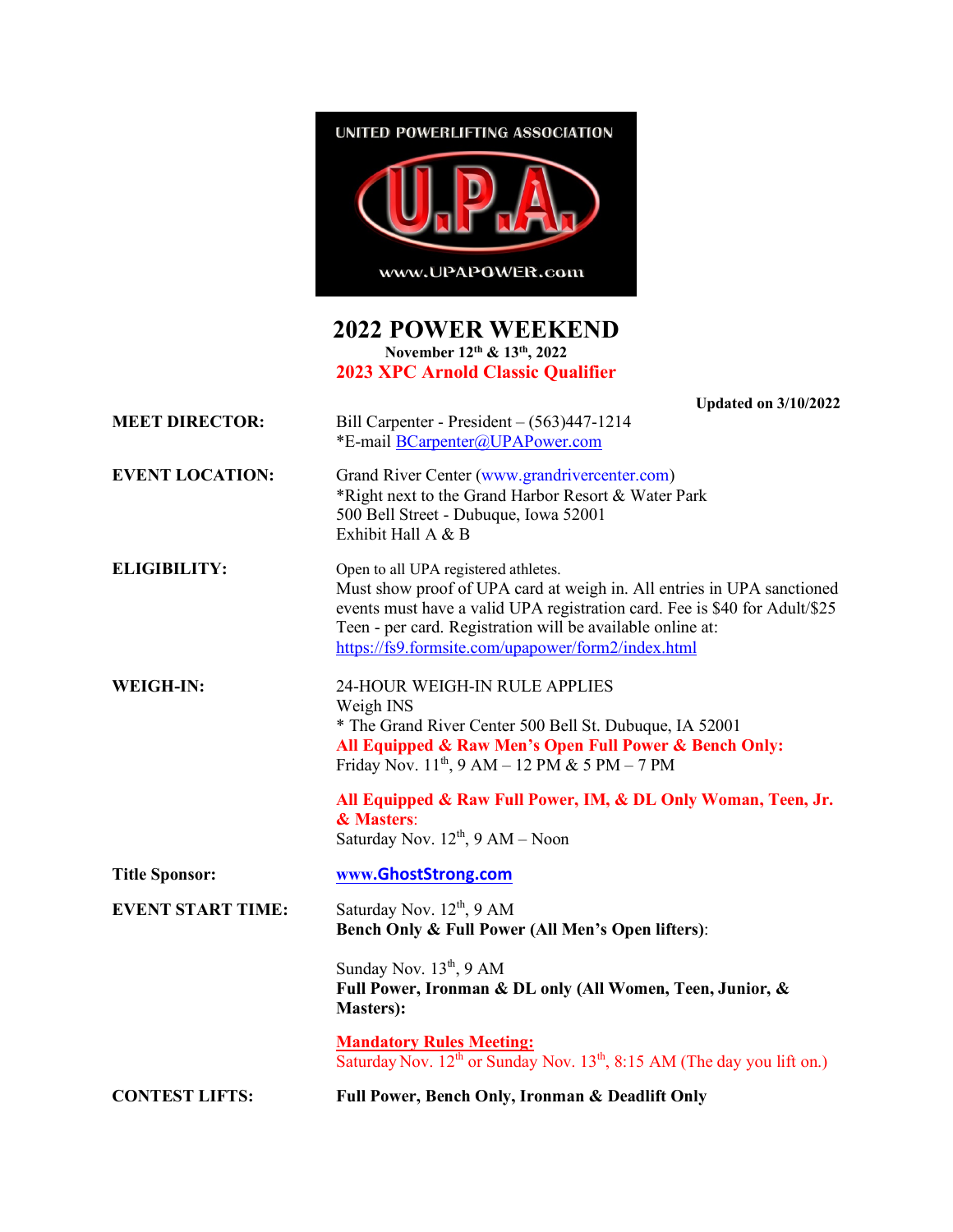UNITED POWERLIFTING ASSOCIATION

U.P.A.

www.UPAPOWER.com

# 2022 POWER WEEKEND

**November 12th & 13th, 2022**

**2023 XPC Arnold Classic Qualifier**

**Updated on 3/10/2022**

**MEET DIRECTOR:** Bill Carpenter - President – (563)447-1214
*E-mail BCarpenter@UPAPower.com

**EVENT LOCATION:** Grand River Center (www.grandrivercenter.com)
*Right next to the Grand Harbor Resort & Water Park
500 Bell Street - Dubuque, Iowa 52001
Exhibit Hall A & B

**ELIGIBILITY:** Open to all UPA registered athletes.
Must show proof of UPA card at weigh in. All entries in UPA sanctioned events must have a valid UPA registration card. Fee is $40 for Adult/$25 Teen - per card. Registration will be available online at: https://fs9.formsite.com/upapower/form2/index.html

**WEIGH-IN:** 24-HOUR WEIGH-IN RULE APPLIES
Weigh INS
* The Grand River Center 500 Bell St. Dubuque, IA 52001

**All Equipped & Raw Men's Open Full Power & Bench Only:**
Friday Nov. 11th, 9 AM – 12 PM & 5 PM – 7 PM

**All Equipped & Raw Full Power, IM, & DL Only Woman, Teen, Jr. & Masters:**
Saturday Nov. 12th, 9 AM – Noon

**Title Sponsor:** **www.GhostStrong.com**

**EVENT START TIME:** Saturday Nov. 12th, 9 AM
**Bench Only & Full Power (All Men's Open lifters):**

Sunday Nov. 13th, 9 AM
**Full Power, Ironman & DL only (All Women, Teen, Junior, & Masters):**

**Mandatory Rules Meeting:**
Saturday Nov. 12th or Sunday Nov. 13th, 8:15 AM (The day you lift on.)

**CONTEST LIFTS:** **Full Power, Bench Only, Ironman & Deadlift Only**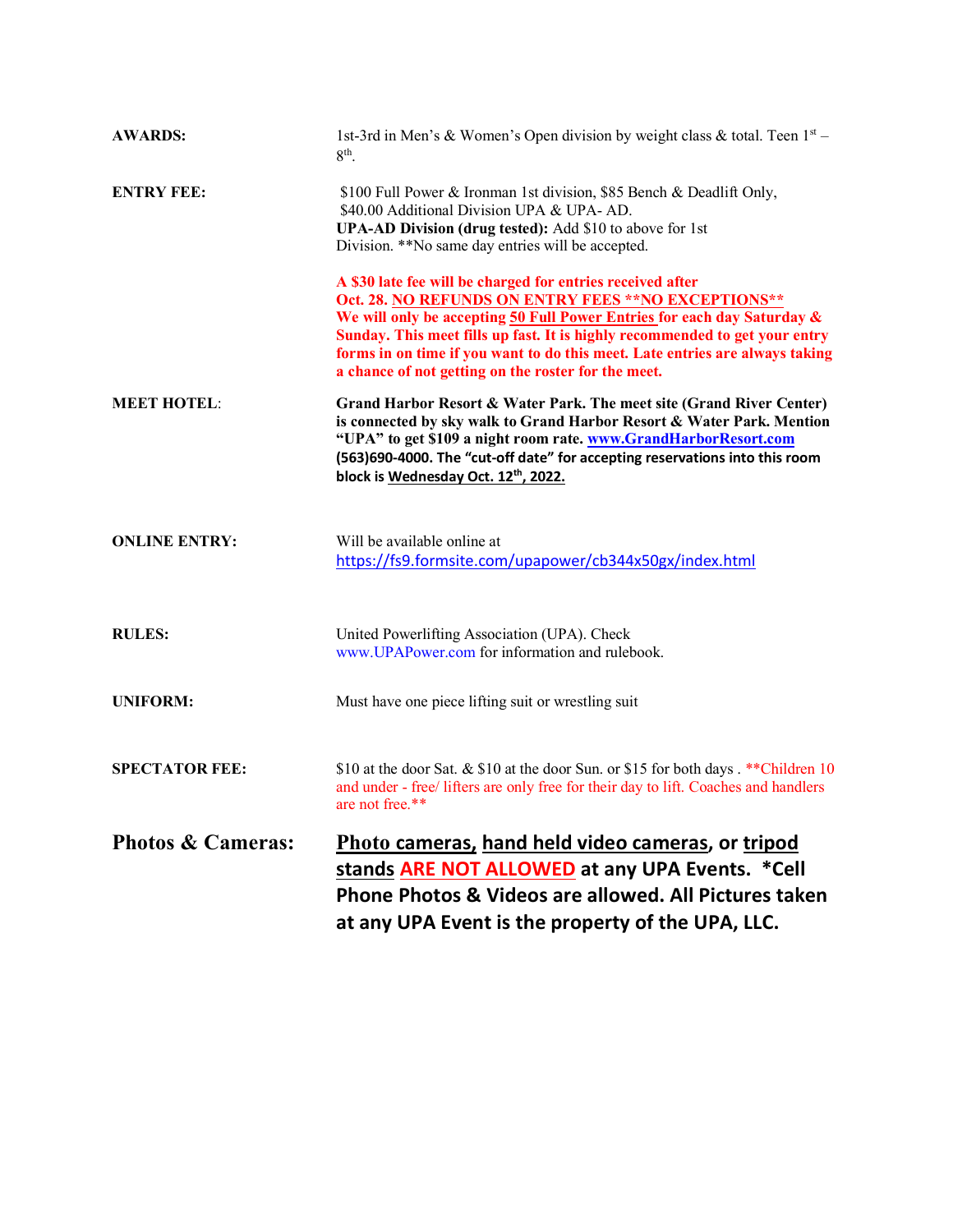**AWARDS:** 1st-3rd in Men's & Women's Open division by weight class & total. Teen 1st – 8th.

**ENTRY FEE:** $100 Full Power & Ironman 1st division, $85 Bench & Deadlift Only, $40.00 Additional Division UPA & UPA- AD.
**UPA-AD Division (drug tested):** Add $10 to above for 1st Division. **No same day entries will be accepted.

**A $30 late fee will be charged for entries received after Oct. 28. NO REFUNDS ON ENTRY FEES **NO EXCEPTIONS****
**We will only be accepting 50 Full Power Entries for each day Saturday & Sunday. This meet fills up fast. It is highly recommended to get your entry forms in on time if you want to do this meet. Late entries are always taking a chance of not getting on the roster for the meet.**

**MEET HOTEL:** **Grand Harbor Resort & Water Park. The meet site (Grand River Center) is connected by sky walk to Grand Harbor Resort & Water Park. Mention "UPA" to get $109 a night room rate. www.GrandHarborResort.com (563)690-4000. The "cut-off date" for accepting reservations into this room block is Wednesday Oct. 12th, 2022.**

**ONLINE ENTRY:** Will be available online at https://fs9.formsite.com/upapower/cb344x50gx/index.html

**RULES:** United Powerlifting Association (UPA). Check www.UPAPower.com for information and rulebook.

**UNIFORM:** Must have one piece lifting suit or wrestling suit

**SPECTATOR FEE:** $10 at the door Sat. & $10 at the door Sun. or $15 for both days . **Children 10 and under - free/ lifters are only free for their day to lift. Coaches and handlers are not free.**

**Photos & Cameras:** **Photo cameras, hand held video cameras, or tripod stands ARE NOT ALLOWED at any UPA Events. *Cell Phone Photos & Videos are allowed. All Pictures taken at any UPA Event is the property of the UPA, LLC.**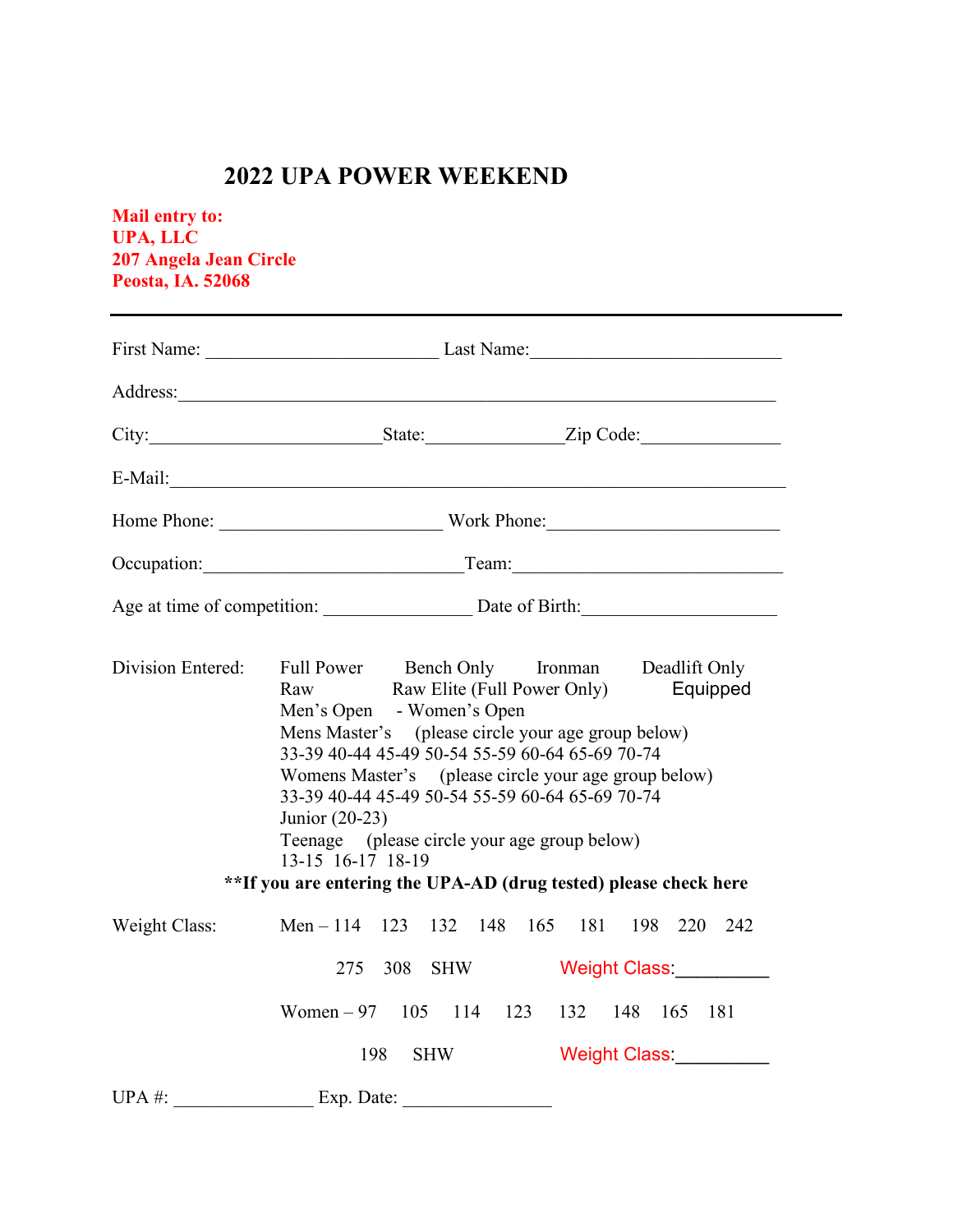# 2022 UPA POWER WEEKEND

**Mail entry to:**
**UPA, LLC**
**207 Angela Jean Circle**
**Peosta, IA. 52068**

---

First Name: ________________________ Last Name:__________________________

Address:______________________________________________________________

City:________________________State:______________Zip Code:______________

E-Mail:_________________________________________________________________

Home Phone: _______________________ Work Phone:________________________

Occupation:___________________________Team:____________________________

Age at time of competition: _______________ Date of Birth:____________________

Division Entered:
Full Power    Bench Only    Ironman    Deadlift Only
Raw    Raw Elite (Full Power Only)    Equipped
Men's Open    - Women's Open
Mens Master's    (please circle your age group below)
33-39 40-44 45-49 50-54 55-59 60-64 65-69 70-74
Womens Master's    (please circle your age group below)
33-39 40-44 45-49 50-54 55-59 60-64 65-69 70-74
Junior (20-23)
Teenage    (please circle your age group below)
13-15  16-17  18-19

**\*\*If you are entering the UPA-AD (drug tested) please check here**

Weight Class:
Men – 114    123    132    148    165    181    198    220    242
275    308    SHW    Weight Class:_________

Women – 97    105    114    123    132    148    165    181
198    SHW    Weight Class:_________

UPA #: ______________ Exp. Date: _______________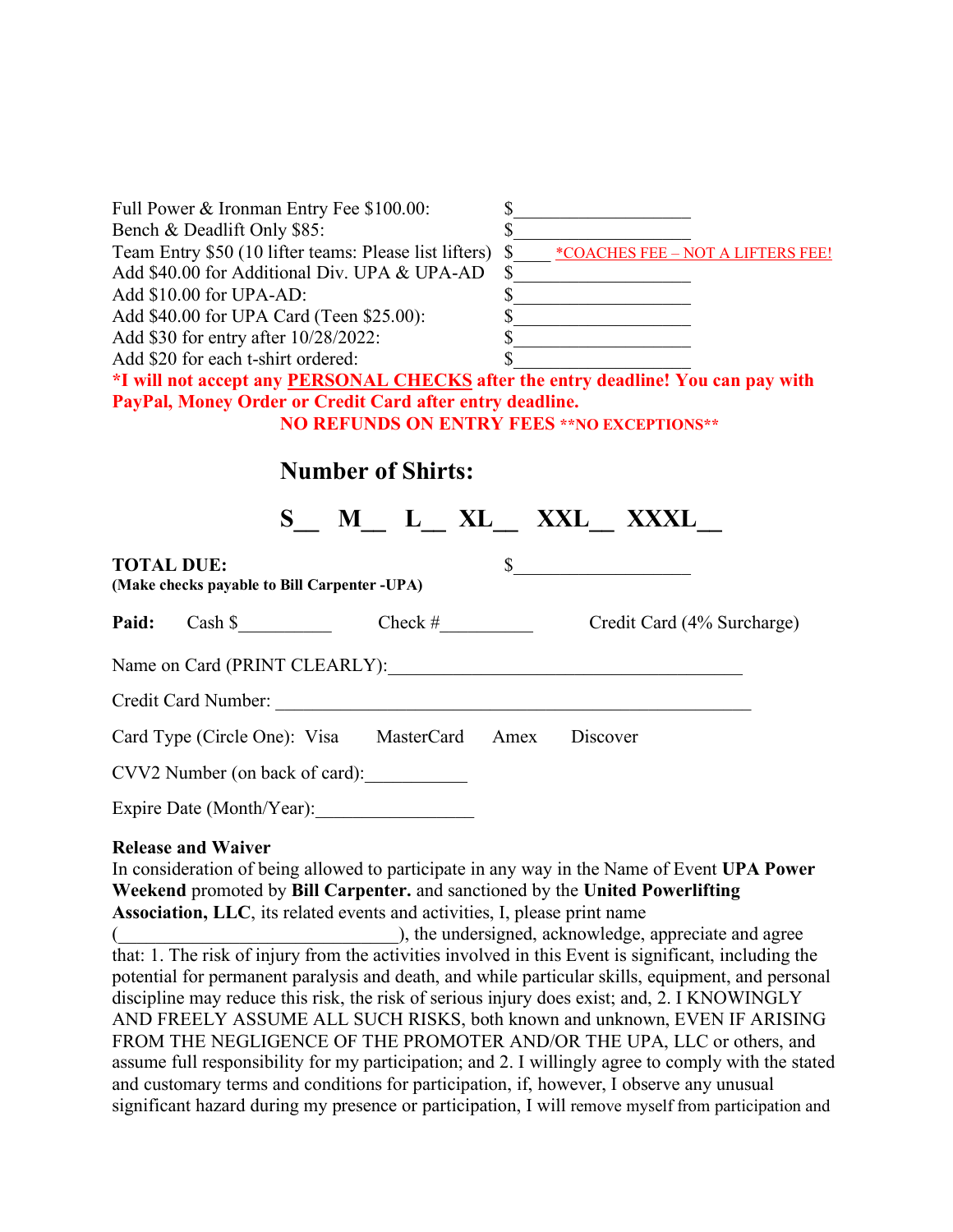Full Power & Ironman Entry Fee $100.00: $____________________

Bench & Deadlift Only $85: $____________________

Team Entry $50 (10 lifter teams: Please list lifters) $____ *COACHES FEE – NOT A LIFTERS FEE!

Add $40.00 for Additional Div. UPA & UPA-AD $____________________

Add $10.00 for UPA-AD: $____________________

Add $40.00 for UPA Card (Teen $25.00): $____________________

Add $30 for entry after 10/28/2022: $____________________

Add $20 for each t-shirt ordered: $____________________

**\*I will not accept any PERSONAL CHECKS after the entry deadline! You can pay with PayPal, Money Order or Credit Card after entry deadline.**

**NO REFUNDS ON ENTRY FEES \*\*NO EXCEPTIONS\*\***

## Number of Shirts:

## S__ M__ L__ XL__ XXL__ XXXL__

**TOTAL DUE:** $____________________

**(Make checks payable to Bill Carpenter -UPA)**

**Paid:** Cash $__________ Check #__________ Credit Card (4% Surcharge)

Name on Card (PRINT CLEARLY):______________________________________

Credit Card Number: ___________________________________________________

Card Type (Circle One): Visa MasterCard Amex Discover

CVV2 Number (on back of card):___________

Expire Date (Month/Year):_________________

**Release and Waiver**

In consideration of being allowed to participate in any way in the Name of Event **UPA Power Weekend** promoted by **Bill Carpenter.** and sanctioned by the **United Powerlifting Association, LLC**, its related events and activities, I, please print name (______________________________), the undersigned, acknowledge, appreciate and agree that: 1. The risk of injury from the activities involved in this Event is significant, including the potential for permanent paralysis and death, and while particular skills, equipment, and personal discipline may reduce this risk, the risk of serious injury does exist; and, 2. I KNOWINGLY AND FREELY ASSUME ALL SUCH RISKS, both known and unknown, EVEN IF ARISING FROM THE NEGLIGENCE OF THE PROMOTER AND/OR THE UPA, LLC or others, and assume full responsibility for my participation; and 2. I willingly agree to comply with the stated and customary terms and conditions for participation, if, however, I observe any unusual significant hazard during my presence or participation, I will remove myself from participation and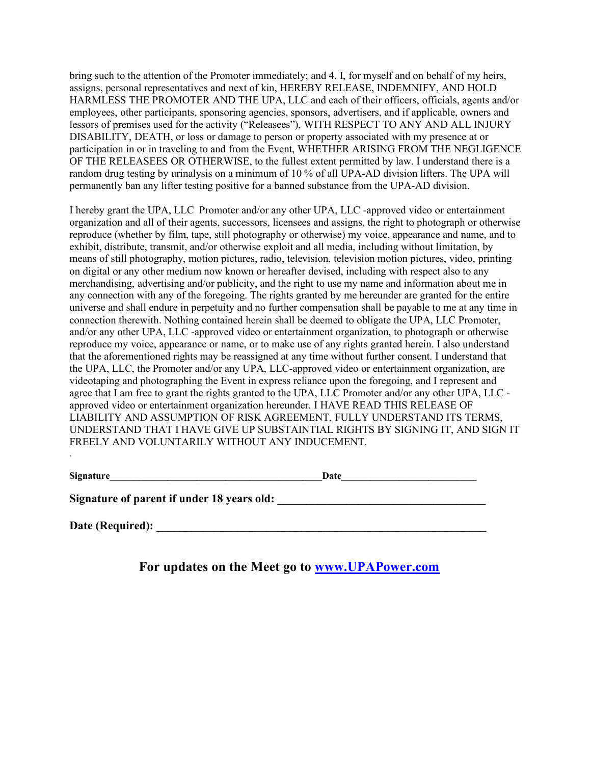bring such to the attention of the Promoter immediately; and 4. I, for myself and on behalf of my heirs, assigns, personal representatives and next of kin, HEREBY RELEASE, INDEMNIFY, AND HOLD HARMLESS THE PROMOTER AND THE UPA, LLC and each of their officers, officials, agents and/or employees, other participants, sponsoring agencies, sponsors, advertisers, and if applicable, owners and lessors of premises used for the activity ("Releasees"), WITH RESPECT TO ANY AND ALL INJURY DISABILITY, DEATH, or loss or damage to person or property associated with my presence at or participation in or in traveling to and from the Event, WHETHER ARISING FROM THE NEGLIGENCE OF THE RELEASEES OR OTHERWISE, to the fullest extent permitted by law. I understand there is a random drug testing by urinalysis on a minimum of 10 % of all UPA-AD division lifters. The UPA will permanently ban any lifter testing positive for a banned substance from the UPA-AD division.

I hereby grant the UPA, LLC Promoter and/or any other UPA, LLC -approved video or entertainment organization and all of their agents, successors, licensees and assigns, the right to photograph or otherwise reproduce (whether by film, tape, still photography or otherwise) my voice, appearance and name, and to exhibit, distribute, transmit, and/or otherwise exploit and all media, including without limitation, by means of still photography, motion pictures, radio, television, television motion pictures, video, printing on digital or any other medium now known or hereafter devised, including with respect also to any merchandising, advertising and/or publicity, and the right to use my name and information about me in any connection with any of the foregoing. The rights granted by me hereunder are granted for the entire universe and shall endure in perpetuity and no further compensation shall be payable to me at any time in connection therewith. Nothing contained herein shall be deemed to obligate the UPA, LLC Promoter, and/or any other UPA, LLC -approved video or entertainment organization, to photograph or otherwise reproduce my voice, appearance or name, or to make use of any rights granted herein. I also understand that the aforementioned rights may be reassigned at any time without further consent. I understand that the UPA, LLC, the Promoter and/or any UPA, LLC-approved video or entertainment organization, are videotaping and photographing the Event in express reliance upon the foregoing, and I represent and agree that I am free to grant the rights granted to the UPA, LLC Promoter and/or any other UPA, LLC -approved video or entertainment organization hereunder. I HAVE READ THIS RELEASE OF LIABILITY AND ASSUMPTION OF RISK AGREEMENT, FULLY UNDERSTAND ITS TERMS, UNDERSTAND THAT I HAVE GIVE UP SUBSTAINTIAL RIGHTS BY SIGNING IT, AND SIGN IT FREELY AND VOLUNTARILY WITHOUT ANY INDUCEMENT.

.

**Signature**__________________________________________**Date**___________________________

**Signature of parent if under 18 years old: ____________________________________**

**Date (Required): ____________________________________________________________**

## For updates on the Meet go to www.UPAPower.com